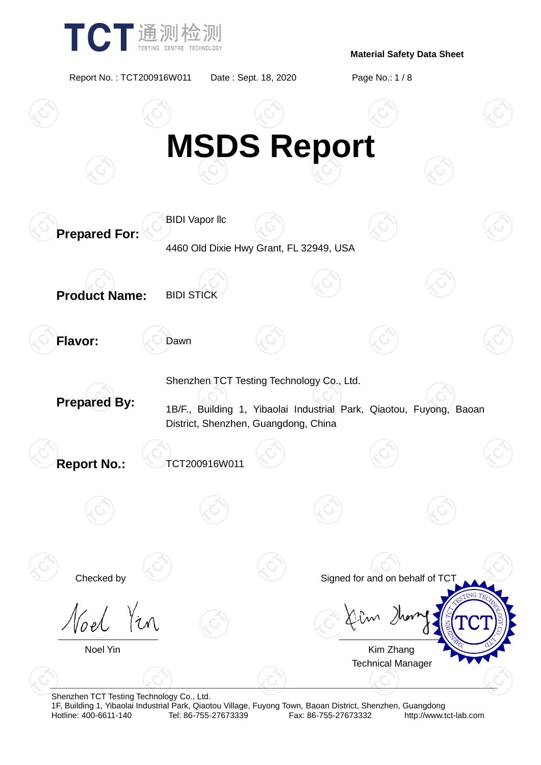# MSDS Report

**Prepared For:** BIDI Vapor llc

4460 Old Dixie Hwy Grant, FL 32949, USA

**Product Name:** BIDI STICK

**Flavor:** Dawn

**Prepared By:** Shenzhen TCT Testing Technology Co., Ltd.

1B/F., Building 1, Yibaolai Industrial Park, Qiaotou, Fuyong, Baoan District, Shenzhen, Guangdong, China

**Report No.:** TCT200916W011

Checked by

Noel Yin

Signed for and on behalf of TCT

Kim Zhang
Technical Manager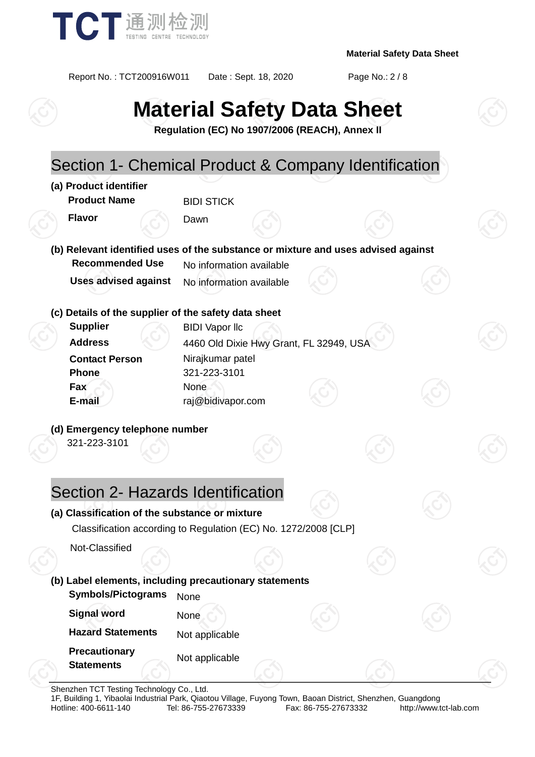# Material Safety Data Sheet

**Regulation (EC) No 1907/2006 (REACH), Annex II**

## Section 1- Chemical Product & Company Identification

**(a) Product identifier**

| | |
|---|---|
| **Product Name** | BIDI STICK |
| **Flavor** | Dawn |

**(b) Relevant identified uses of the substance or mixture and uses advised against**

| | |
|---|---|
| **Recommended Use** | No information available |
| **Uses advised against** | No information available |

**(c) Details of the supplier of the safety data sheet**

| | |
|---|---|
| **Supplier** | BIDI Vapor llc |
| **Address** | 4460 Old Dixie Hwy Grant, FL 32949, USA |
| **Contact Person** | Nirajkumar patel |
| **Phone** | 321-223-3101 |
| **Fax** | None |
| **E-mail** | raj@bidivapor.com |

**(d) Emergency telephone number**

321-223-3101

## Section 2- Hazards Identification

**(a) Classification of the substance or mixture**

Classification according to Regulation (EC) No. 1272/2008 [CLP]

Not-Classified

**(b) Label elements, including precautionary statements**

| | |
|---|---|
| **Symbols/Pictograms** | None |
| **Signal word** | None |
| **Hazard Statements** | Not applicable |
| **Precautionary Statements** | Not applicable |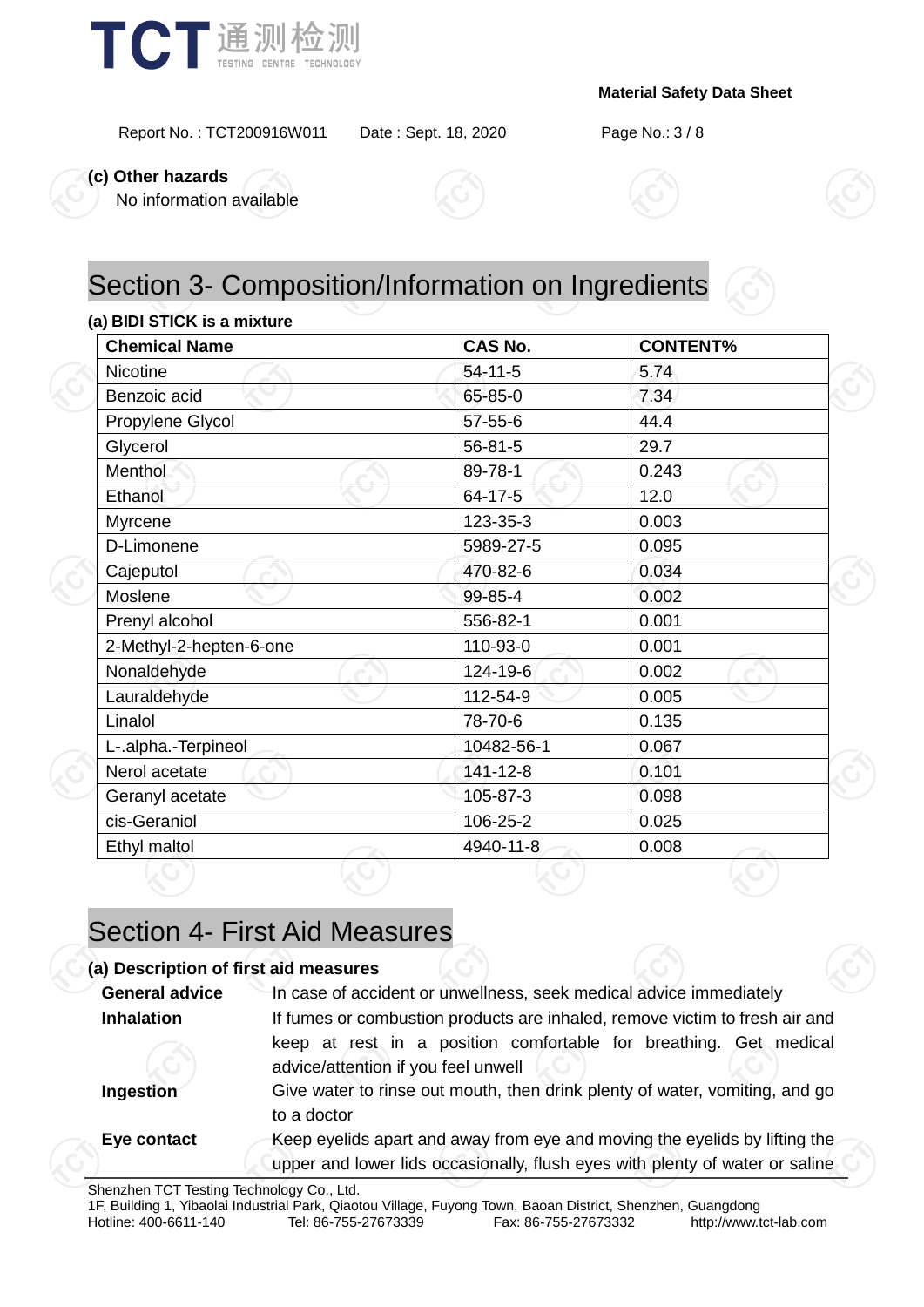**(c) Other hazards**

No information available

## Section 3- Composition/Information on Ingredients

**(a) BIDI STICK is a mixture**

| Chemical Name | CAS No. | CONTENT% |
|---|---|---|
| Nicotine | 54-11-5 | 5.74 |
| Benzoic acid | 65-85-0 | 7.34 |
| Propylene Glycol | 57-55-6 | 44.4 |
| Glycerol | 56-81-5 | 29.7 |
| Menthol | 89-78-1 | 0.243 |
| Ethanol | 64-17-5 | 12.0 |
| Myrcene | 123-35-3 | 0.003 |
| D-Limonene | 5989-27-5 | 0.095 |
| Cajeputol | 470-82-6 | 0.034 |
| Moslene | 99-85-4 | 0.002 |
| Prenyl alcohol | 556-82-1 | 0.001 |
| 2-Methyl-2-hepten-6-one | 110-93-0 | 0.001 |
| Nonaldehyde | 124-19-6 | 0.002 |
| Lauraldehyde | 112-54-9 | 0.005 |
| Linalol | 78-70-6 | 0.135 |
| L-.alpha.-Terpineol | 10482-56-1 | 0.067 |
| Nerol acetate | 141-12-8 | 0.101 |
| Geranyl acetate | 105-87-3 | 0.098 |
| cis-Geraniol | 106-25-2 | 0.025 |
| Ethyl maltol | 4940-11-8 | 0.008 |

## Section 4- First Aid Measures

**(a) Description of first aid measures**

**General advice** In case of accident or unwellness, seek medical advice immediately

**Inhalation** If fumes or combustion products are inhaled, remove victim to fresh air and keep at rest in a position comfortable for breathing. Get medical advice/attention if you feel unwell

**Ingestion** Give water to rinse out mouth, then drink plenty of water, vomiting, and go to a doctor

**Eye contact** Keep eyelids apart and away from eye and moving the eyelids by lifting the upper and lower lids occasionally, flush eyes with plenty of water or saline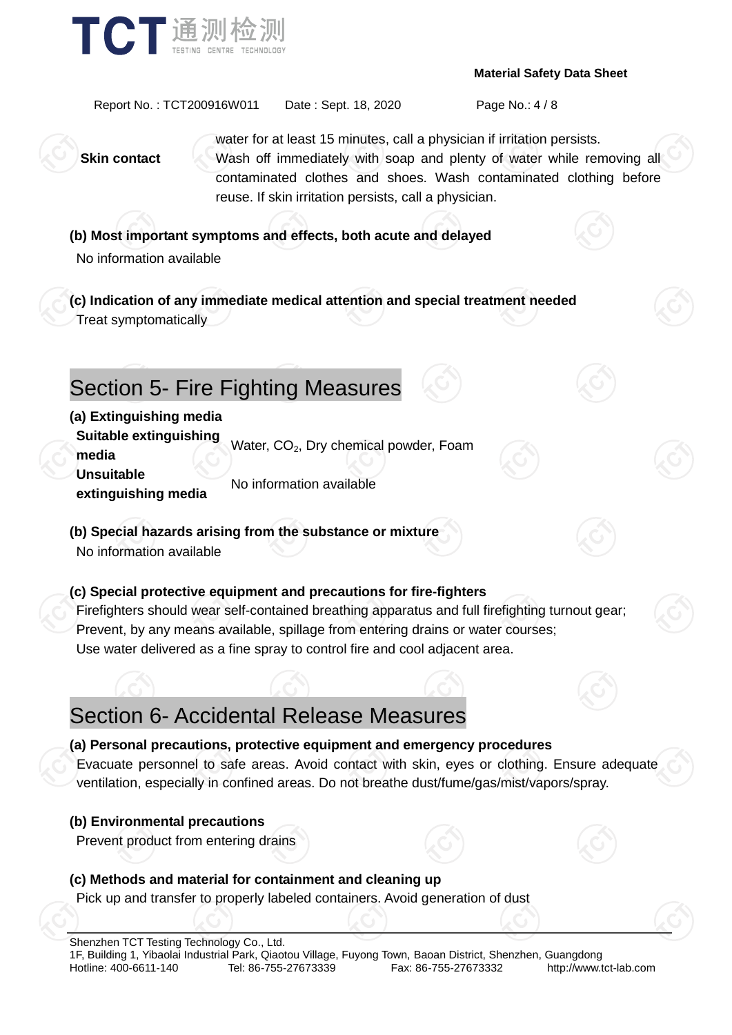| | |
|---|---|
| | water for at least 15 minutes, call a physician if irritation persists. |
| **Skin contact** | Wash off immediately with soap and plenty of water while removing all contaminated clothes and shoes. Wash contaminated clothing before reuse. If skin irritation persists, call a physician. |

**(b) Most important symptoms and effects, both acute and delayed**

No information available

**(c) Indication of any immediate medical attention and special treatment needed**

Treat symptomatically

## Section 5- Fire Fighting Measures

**(a) Extinguishing media**

| | |
|---|---|
| **Suitable extinguishing media** | Water, $CO_2$, Dry chemical powder, Foam |
| **Unsuitable extinguishing media** | No information available |

**(b) Special hazards arising from the substance or mixture**

No information available

**(c) Special protective equipment and precautions for fire-fighters**

Firefighters should wear self-contained breathing apparatus and full firefighting turnout gear;
Prevent, by any means available, spillage from entering drains or water courses;
Use water delivered as a fine spray to control fire and cool adjacent area.

## Section 6- Accidental Release Measures

**(a) Personal precautions, protective equipment and emergency procedures**

Evacuate personnel to safe areas. Avoid contact with skin, eyes or clothing. Ensure adequate ventilation, especially in confined areas. Do not breathe dust/fume/gas/mist/vapors/spray.

**(b) Environmental precautions**

Prevent product from entering drains

**(c) Methods and material for containment and cleaning up**

Pick up and transfer to properly labeled containers. Avoid generation of dust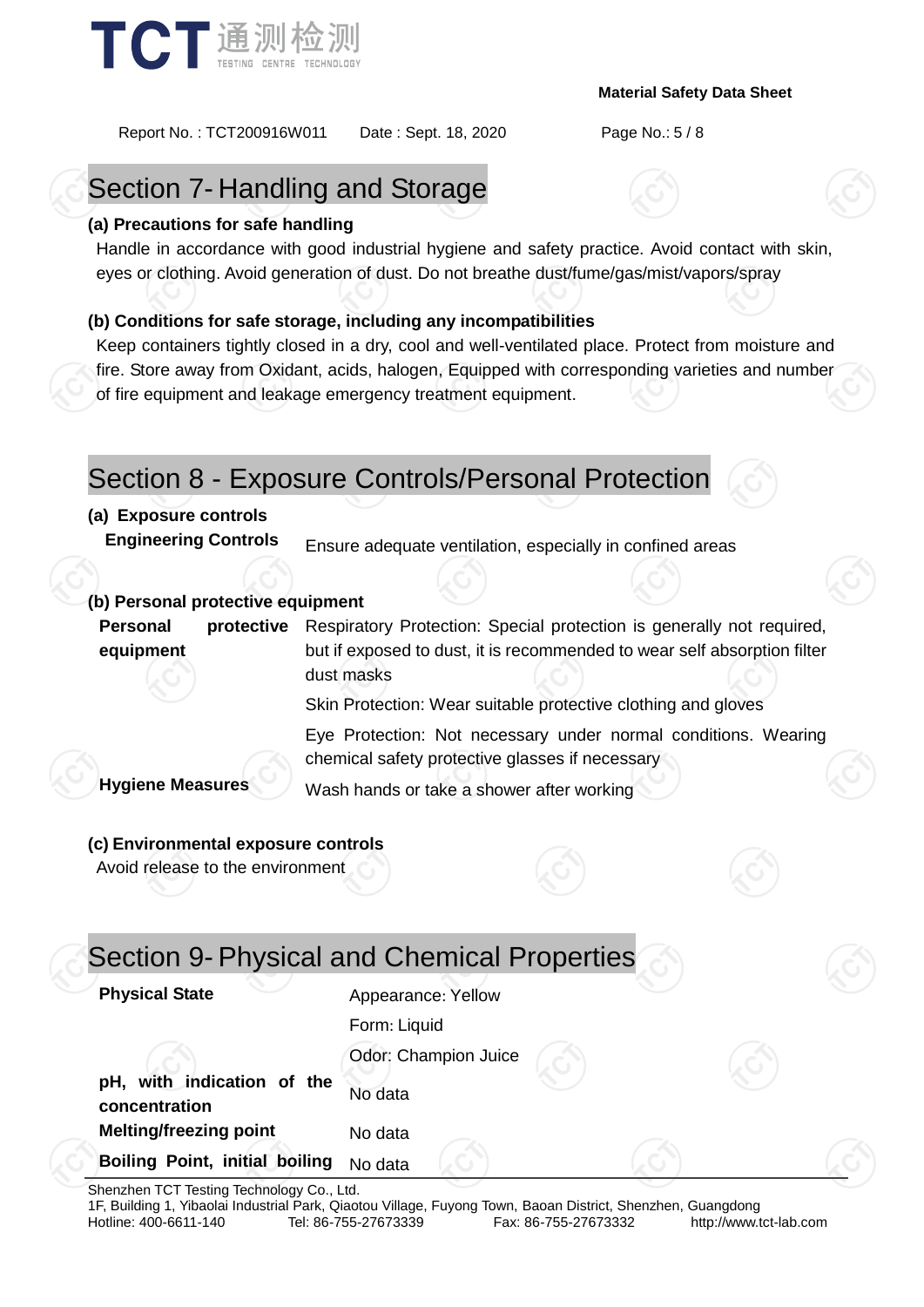## Section 7- Handling and Storage

**(a) Precautions for safe handling**

Handle in accordance with good industrial hygiene and safety practice. Avoid contact with skin, eyes or clothing. Avoid generation of dust. Do not breathe dust/fume/gas/mist/vapors/spray

**(b) Conditions for safe storage, including any incompatibilities**

Keep containers tightly closed in a dry, cool and well-ventilated place. Protect from moisture and fire. Store away from Oxidant, acids, halogen, Equipped with corresponding varieties and number of fire equipment and leakage emergency treatment equipment.

## Section 8 - Exposure Controls/Personal Protection

**(a) Exposure controls**

| | |
|---|---|
| **Engineering Controls** | Ensure adequate ventilation, especially in confined areas |

**(b) Personal protective equipment**

| | |
|---|---|
| **Personal protective equipment** | Respiratory Protection: Special protection is generally not required, but if exposed to dust, it is recommended to wear self absorption filter dust masks |
| | Skin Protection: Wear suitable protective clothing and gloves |
| | Eye Protection: Not necessary under normal conditions. Wearing chemical safety protective glasses if necessary |
| **Hygiene Measures** | Wash hands or take a shower after working |

**(c) Environmental exposure controls**

Avoid release to the environment

## Section 9- Physical and Chemical Properties

| | |
|---|---|
| **Physical State** | Appearance: Yellow |
| | Form: Liquid |
| | Odor: Champion Juice |
| **pH, with indication of the concentration** | No data |
| **Melting/freezing point** | No data |
| **Boiling Point, initial boiling** | No data |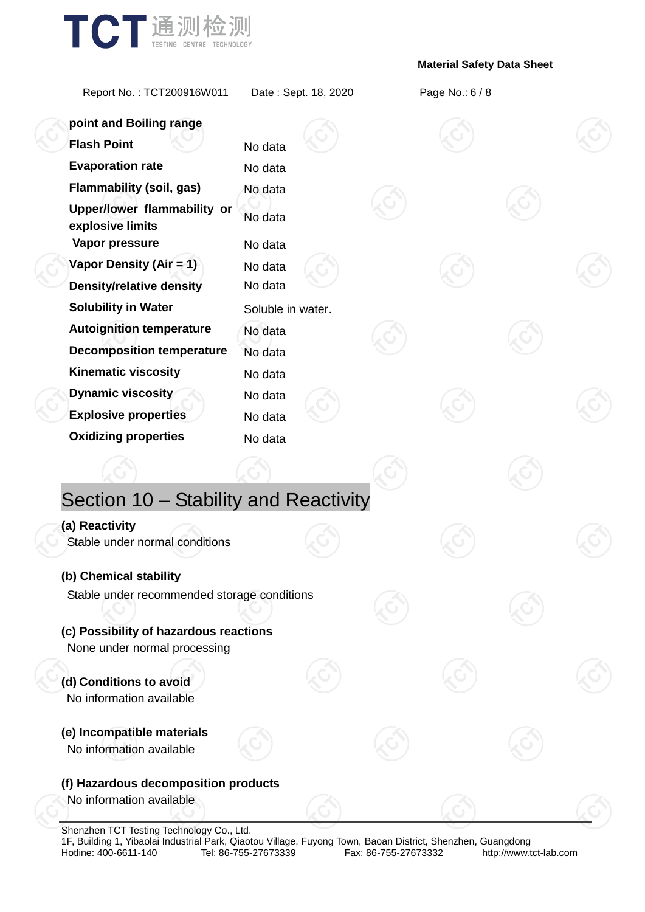| point and Boiling range | |
|---|---|
| **Flash Point** | No data |
| **Evaporation rate** | No data |
| **Flammability (soil, gas)** | No data |
| **Upper/lower flammability or explosive limits** | No data |
| **Vapor pressure** | No data |
| **Vapor Density (Air = 1)** | No data |
| **Density/relative density** | No data |
| **Solubility in Water** | Soluble in water. |
| **Autoignition temperature** | No data |
| **Decomposition temperature** | No data |
| **Kinematic viscosity** | No data |
| **Dynamic viscosity** | No data |
| **Explosive properties** | No data |
| **Oxidizing properties** | No data |

## Section 10 – Stability and Reactivity

**(a) Reactivity**

Stable under normal conditions

**(b) Chemical stability**

Stable under recommended storage conditions

**(c) Possibility of hazardous reactions**

None under normal processing

**(d) Conditions to avoid**

No information available

**(e) Incompatible materials**

No information available

**(f) Hazardous decomposition products**

No information available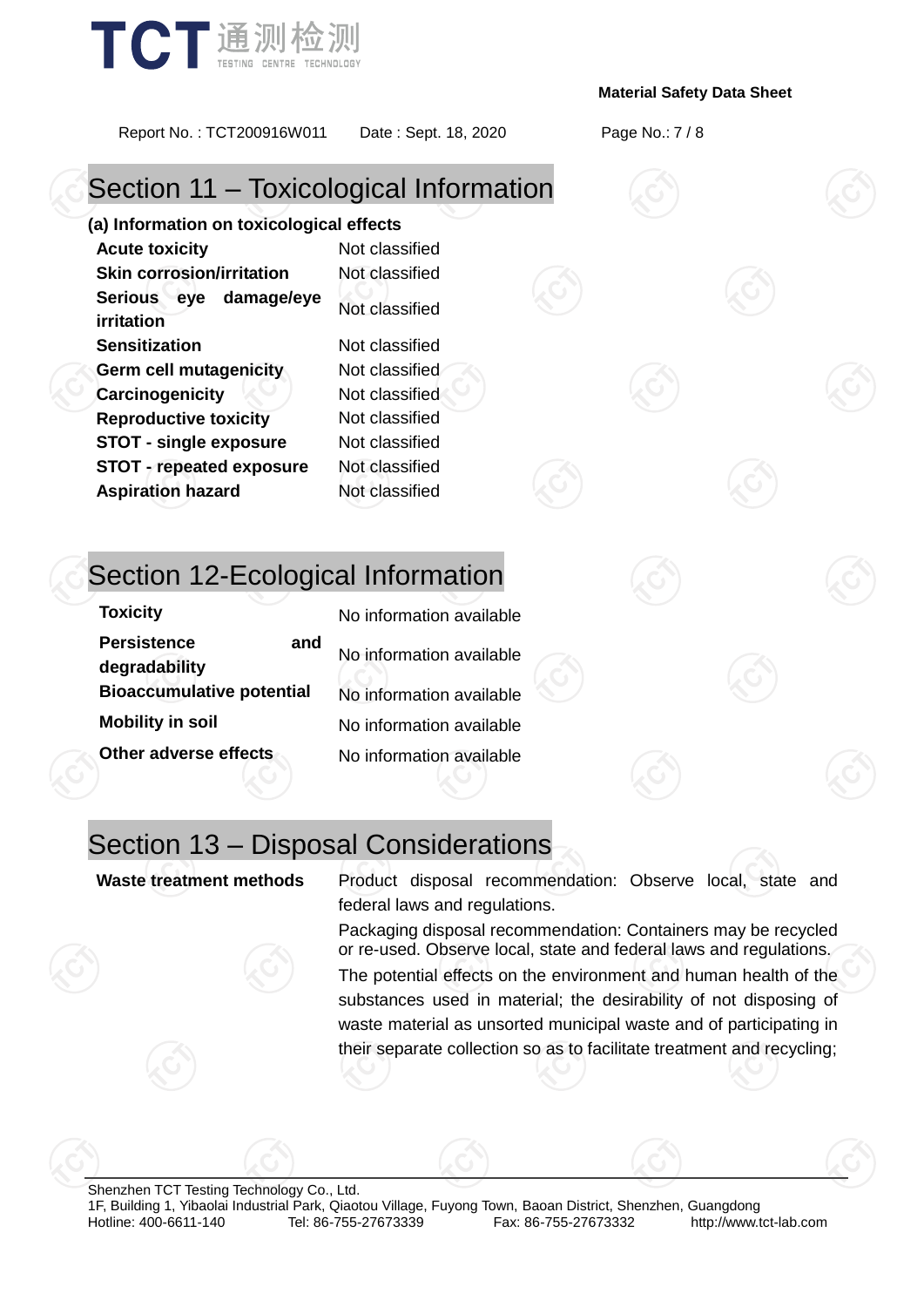## Section 11 – Toxicological Information

**(a) Information on toxicological effects**

| | |
|---|---|
| **Acute toxicity** | Not classified |
| **Skin corrosion/irritation** | Not classified |
| **Serious eye damage/eye irritation** | Not classified |
| **Sensitization** | Not classified |
| **Germ cell mutagenicity** | Not classified |
| **Carcinogenicity** | Not classified |
| **Reproductive toxicity** | Not classified |
| **STOT - single exposure** | Not classified |
| **STOT - repeated exposure** | Not classified |
| **Aspiration hazard** | Not classified |

## Section 12-Ecological Information

| | |
|---|---|
| **Toxicity** | No information available |
| **Persistence and degradability** | No information available |
| **Bioaccumulative potential** | No information available |
| **Mobility in soil** | No information available |
| **Other adverse effects** | No information available |

## Section 13 – Disposal Considerations

| | |
|---|---|
| **Waste treatment methods** | Product disposal recommendation: Observe local, state and federal laws and regulations.<br>Packaging disposal recommendation: Containers may be recycled or re-used. Observe local, state and federal laws and regulations.<br>The potential effects on the environment and human health of the substances used in material; the desirability of not disposing of waste material as unsorted municipal waste and of participating in their separate collection so as to facilitate treatment and recycling; |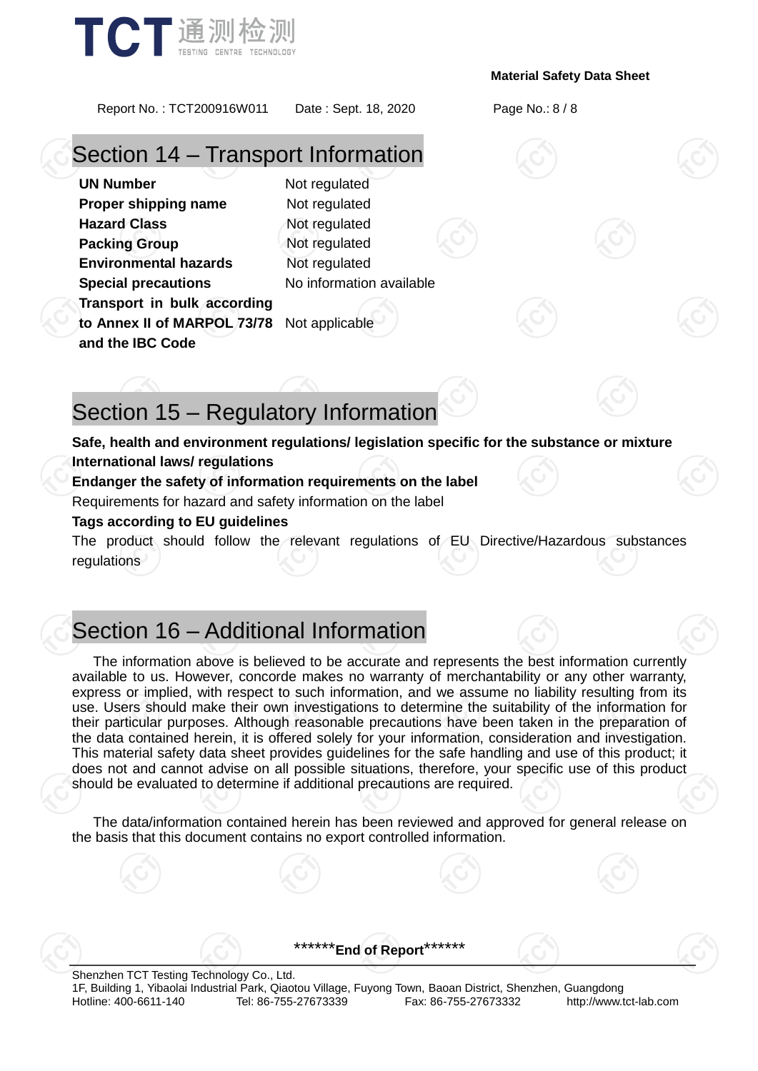## Section 14 – Transport Information

| | |
|---|---|
| **UN Number** | Not regulated |
| **Proper shipping name** | Not regulated |
| **Hazard Class** | Not regulated |
| **Packing Group** | Not regulated |
| **Environmental hazards** | Not regulated |
| **Special precautions** | No information available |
| **Transport in bulk according to Annex II of MARPOL 73/78 and the IBC Code** | Not applicable |

## Section 15 – Regulatory Information

**Safe, health and environment regulations/ legislation specific for the substance or mixture**

**International laws/ regulations**

**Endanger the safety of information requirements on the label**

Requirements for hazard and safety information on the label

**Tags according to EU guidelines**

The product should follow the relevant regulations of EU Directive/Hazardous substances regulations

## Section 16 – Additional Information

The information above is believed to be accurate and represents the best information currently available to us. However, concorde makes no warranty of merchantability or any other warranty, express or implied, with respect to such information, and we assume no liability resulting from its use. Users should make their own investigations to determine the suitability of the information for their particular purposes. Although reasonable precautions have been taken in the preparation of the data contained herein, it is offered solely for your information, consideration and investigation. This material safety data sheet provides guidelines for the safe handling and use of this product; it does not and cannot advise on all possible situations, therefore, your specific use of this product should be evaluated to determine if additional precautions are required.

The data/information contained herein has been reviewed and approved for general release on the basis that this document contains no export controlled information.

********End of Report******